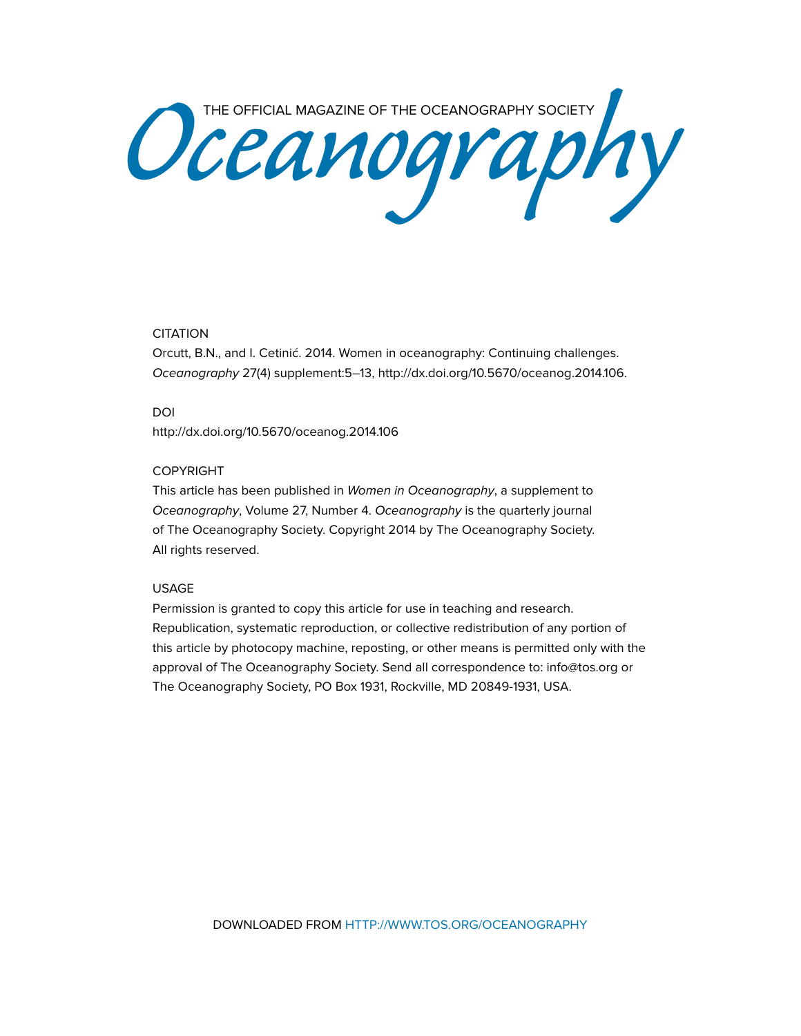THE OFFICIAL MAGAZINE OF THE OCEANOGRAPHY SOCIETY

# Oceanography

CITATION

Orcutt, B.N., and I. Cetinić. 2014. Women in oceanography: Continuing challenges. *Oceanography* 27(4) supplement:5–13, http://dx.doi.org/10.5670/oceanog.2014.106.

DOI

http://dx.doi.org/10.5670/oceanog.2014.106

COPYRIGHT

This article has been published in *Women in Oceanography*, a supplement to *Oceanography*, Volume 27, Number 4. *Oceanography* is the quarterly journal of The Oceanography Society. Copyright 2014 by The Oceanography Society. All rights reserved.

USAGE

Permission is granted to copy this article for use in teaching and research. Republication, systematic reproduction, or collective redistribution of any portion of this article by photocopy machine, reposting, or other means is permitted only with the approval of The Oceanography Society. Send all correspondence to: info@tos.org or The Oceanography Society, PO Box 1931, Rockville, MD 20849-1931, USA.

DOWNLOADED FROM HTTP://WWW.TOS.ORG/OCEANOGRAPHY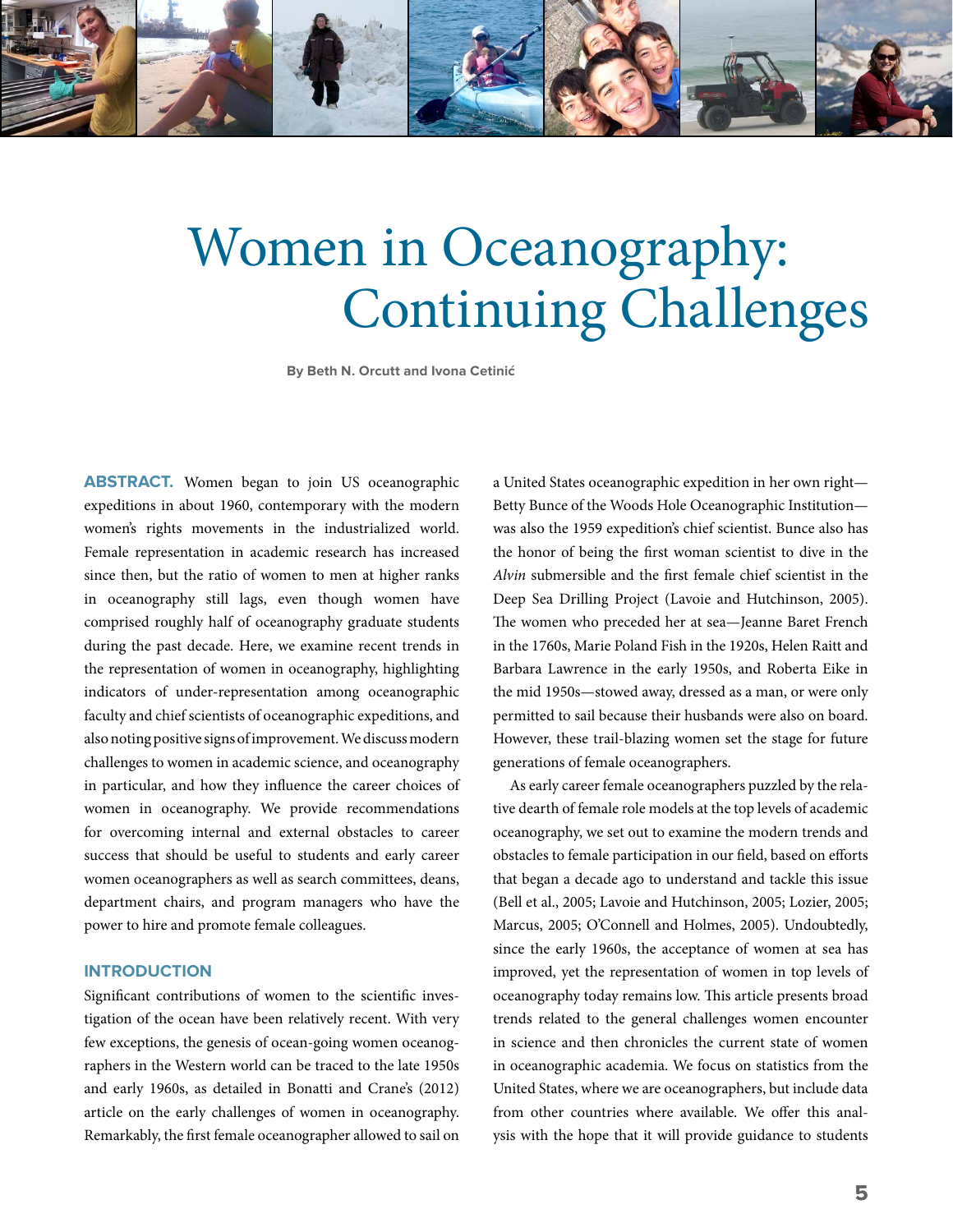# Women in Oceanography: Continuing Challenges

By Beth N. Orcutt and Ivona Cetinić

**ABSTRACT.** Women began to join US oceanographic expeditions in about 1960, contemporary with the modern women's rights movements in the industrialized world. Female representation in academic research has increased since then, but the ratio of women to men at higher ranks in oceanography still lags, even though women have comprised roughly half of oceanography graduate students during the past decade. Here, we examine recent trends in the representation of women in oceanography, highlighting indicators of under-representation among oceanographic faculty and chief scientists of oceanographic expeditions, and also noting positive signs of improvement. We discuss modern challenges to women in academic science, and oceanography in particular, and how they influence the career choices of women in oceanography. We provide recommendations for overcoming internal and external obstacles to career success that should be useful to students and early career women oceanographers as well as search committees, deans, department chairs, and program managers who have the power to hire and promote female colleagues.

## INTRODUCTION

Significant contributions of women to the scientific investigation of the ocean have been relatively recent. With very few exceptions, the genesis of ocean-going women oceanographers in the Western world can be traced to the late 1950s and early 1960s, as detailed in Bonatti and Crane's (2012) article on the early challenges of women in oceanography. Remarkably, the first female oceanographer allowed to sail on a United States oceanographic expedition in her own right—Betty Bunce of the Woods Hole Oceanographic Institution—was also the 1959 expedition's chief scientist. Bunce also has the honor of being the first woman scientist to dive in the *Alvin* submersible and the first female chief scientist in the Deep Sea Drilling Project (Lavoie and Hutchinson, 2005). The women who preceded her at sea—Jeanne Baret French in the 1760s, Marie Poland Fish in the 1920s, Helen Raitt and Barbara Lawrence in the early 1950s, and Roberta Eike in the mid 1950s—stowed away, dressed as a man, or were only permitted to sail because their husbands were also on board. However, these trail-blazing women set the stage for future generations of female oceanographers.

As early career female oceanographers puzzled by the relative dearth of female role models at the top levels of academic oceanography, we set out to examine the modern trends and obstacles to female participation in our field, based on efforts that began a decade ago to understand and tackle this issue (Bell et al., 2005; Lavoie and Hutchinson, 2005; Lozier, 2005; Marcus, 2005; O'Connell and Holmes, 2005). Undoubtedly, since the early 1960s, the acceptance of women at sea has improved, yet the representation of women in top levels of oceanography today remains low. This article presents broad trends related to the general challenges women encounter in science and then chronicles the current state of women in oceanographic academia. We focus on statistics from the United States, where we are oceanographers, but include data from other countries where available. We offer this analysis with the hope that it will provide guidance to students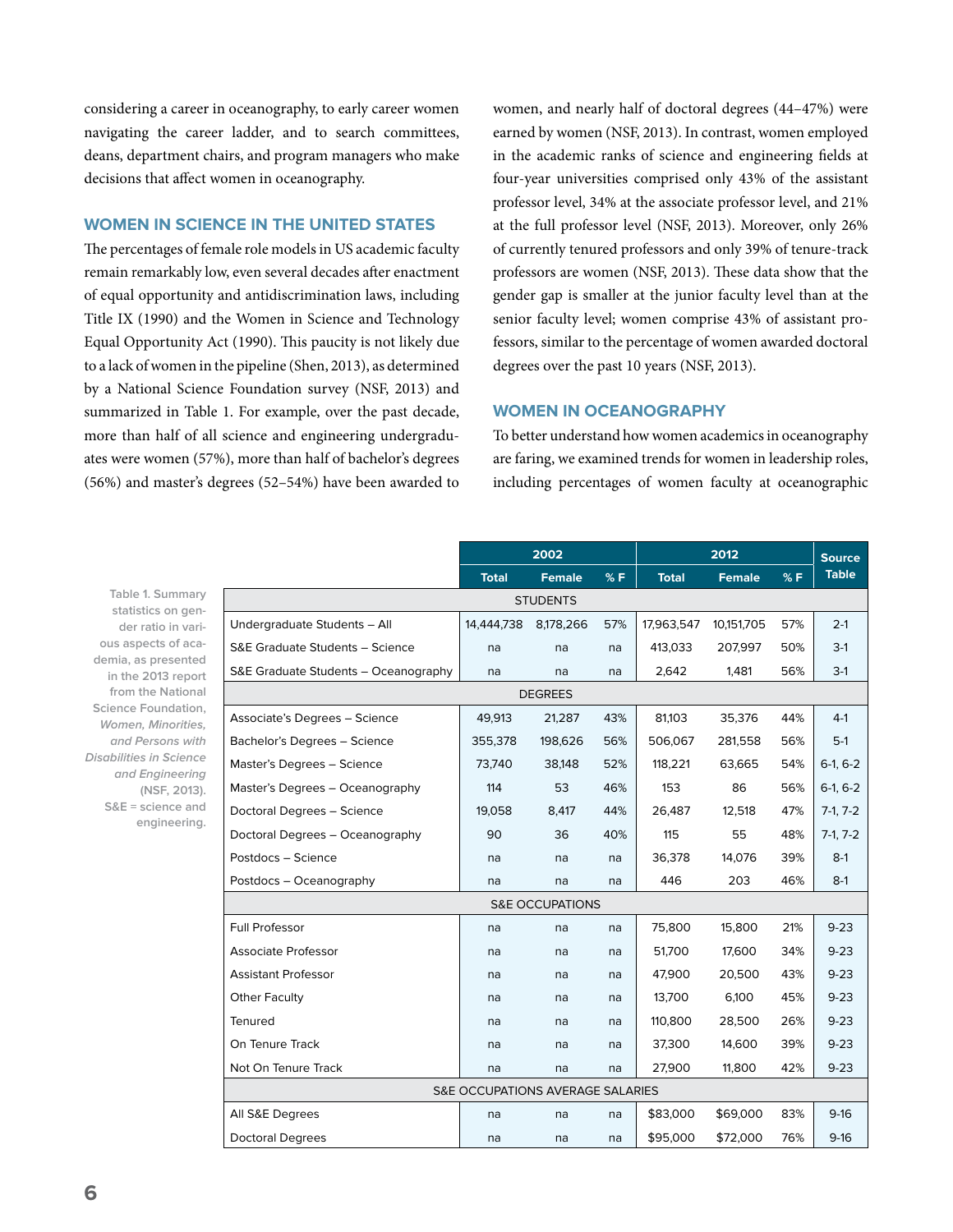considering a career in oceanography, to early career women navigating the career ladder, and to search committees, deans, department chairs, and program managers who make decisions that affect women in oceanography.

## WOMEN IN SCIENCE IN THE UNITED STATES

The percentages of female role models in US academic faculty remain remarkably low, even several decades after enactment of equal opportunity and antidiscrimination laws, including Title IX (1990) and the Women in Science and Technology Equal Opportunity Act (1990). This paucity is not likely due to a lack of women in the pipeline (Shen, 2013), as determined by a National Science Foundation survey (NSF, 2013) and summarized in Table 1. For example, over the past decade, more than half of all science and engineering undergraduates were women (57%), more than half of bachelor's degrees (56%) and master's degrees (52–54%) have been awarded to women, and nearly half of doctoral degrees (44–47%) were earned by women (NSF, 2013). In contrast, women employed in the academic ranks of science and engineering fields at four-year universities comprised only 43% of the assistant professor level, 34% at the associate professor level, and 21% at the full professor level (NSF, 2013). Moreover, only 26% of currently tenured professors and only 39% of tenure-track professors are women (NSF, 2013). These data show that the gender gap is smaller at the junior faculty level than at the senior faculty level; women comprise 43% of assistant professors, similar to the percentage of women awarded doctoral degrees over the past 10 years (NSF, 2013).

## WOMEN IN OCEANOGRAPHY

To better understand how women academics in oceanography are faring, we examined trends for women in leadership roles, including percentages of women faculty at oceanographic

Table 1. Summary statistics on gender ratio in various aspects of academia, as presented in the 2013 report from the National Science Foundation, *Women, Minorities, and Persons with Disabilities in Science and Engineering* (NSF, 2013). S&E = science and engineering.

| | 2002 | | | 2012 | | | Source Table |
|---|---|---|---|---|---|---|---|
| | Total | Female | % F | Total | Female | % F | |
| **STUDENTS** | | | | | | | |
| Undergraduate Students – All | 14,444,738 | 8,178,266 | 57% | 17,963,547 | 10,151,705 | 57% | 2-1 |
| S&E Graduate Students – Science | na | na | na | 413,033 | 207,997 | 50% | 3-1 |
| S&E Graduate Students – Oceanography | na | na | na | 2,642 | 1,481 | 56% | 3-1 |
| **DEGREES** | | | | | | | |
| Associate's Degrees – Science | 49,913 | 21,287 | 43% | 81,103 | 35,376 | 44% | 4-1 |
| Bachelor's Degrees – Science | 355,378 | 198,626 | 56% | 506,067 | 281,558 | 56% | 5-1 |
| Master's Degrees – Science | 73,740 | 38,148 | 52% | 118,221 | 63,665 | 54% | 6-1, 6-2 |
| Master's Degrees – Oceanography | 114 | 53 | 46% | 153 | 86 | 56% | 6-1, 6-2 |
| Doctoral Degrees – Science | 19,058 | 8,417 | 44% | 26,487 | 12,518 | 47% | 7-1, 7-2 |
| Doctoral Degrees – Oceanography | 90 | 36 | 40% | 115 | 55 | 48% | 7-1, 7-2 |
| Postdocs – Science | na | na | na | 36,378 | 14,076 | 39% | 8-1 |
| Postdocs – Oceanography | na | na | na | 446 | 203 | 46% | 8-1 |
| **S&E OCCUPATIONS** | | | | | | | |
| Full Professor | na | na | na | 75,800 | 15,800 | 21% | 9-23 |
| Associate Professor | na | na | na | 51,700 | 17,600 | 34% | 9-23 |
| Assistant Professor | na | na | na | 47,900 | 20,500 | 43% | 9-23 |
| Other Faculty | na | na | na | 13,700 | 6,100 | 45% | 9-23 |
| Tenured | na | na | na | 110,800 | 28,500 | 26% | 9-23 |
| On Tenure Track | na | na | na | 37,300 | 14,600 | 39% | 9-23 |
| Not On Tenure Track | na | na | na | 27,900 | 11,800 | 42% | 9-23 |
| **S&E OCCUPATIONS AVERAGE SALARIES** | | | | | | | |
| All S&E Degrees | na | na | na | $83,000 | $69,000 | 83% | 9-16 |
| Doctoral Degrees | na | na | na | $95,000 | $72,000 | 76% | 9-16 |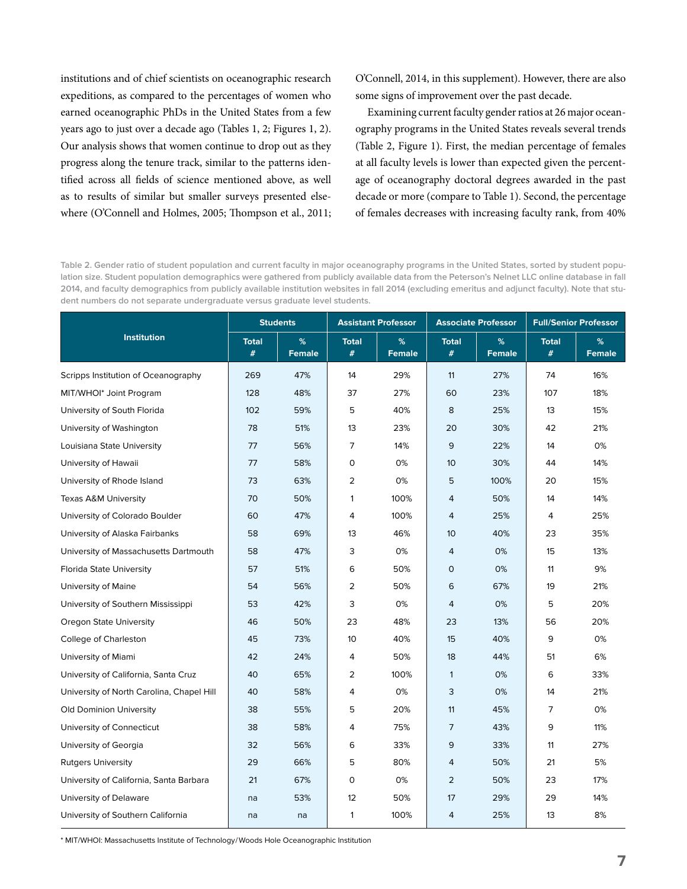institutions and of chief scientists on oceanographic research expeditions, as compared to the percentages of women who earned oceanographic PhDs in the United States from a few years ago to just over a decade ago (Tables 1, 2; Figures 1, 2). Our analysis shows that women continue to drop out as they progress along the tenure track, similar to the patterns identified across all fields of science mentioned above, as well as to results of similar but smaller surveys presented elsewhere (O'Connell and Holmes, 2005; Thompson et al., 2011; O'Connell, 2014, in this supplement). However, there are also some signs of improvement over the past decade.

Examining current faculty gender ratios at 26 major oceanography programs in the United States reveals several trends (Table 2, Figure 1). First, the median percentage of females at all faculty levels is lower than expected given the percentage of oceanography doctoral degrees awarded in the past decade or more (compare to Table 1). Second, the percentage of females decreases with increasing faculty rank, from 40%

Table 2. Gender ratio of student population and current faculty in major oceanography programs in the United States, sorted by student population size. Student population demographics were gathered from publicly available data from the Peterson's Nelnet LLC online database in fall 2014, and faculty demographics from publicly available institution websites in fall 2014 (excluding emeritus and adjunct faculty). Note that student numbers do not separate undergraduate versus graduate level students.

| Institution | Students | | Assistant Professor | | Associate Professor | | Full/Senior Professor | |
|---|---|---|---|---|---|---|---|---|
| | Total # | % Female | Total # | % Female | Total # | % Female | Total # | % Female |
| Scripps Institution of Oceanography | 269 | 47% | 14 | 29% | 11 | 27% | 74 | 16% |
| MIT/WHOI* Joint Program | 128 | 48% | 37 | 27% | 60 | 23% | 107 | 18% |
| University of South Florida | 102 | 59% | 5 | 40% | 8 | 25% | 13 | 15% |
| University of Washington | 78 | 51% | 13 | 23% | 20 | 30% | 42 | 21% |
| Louisiana State University | 77 | 56% | 7 | 14% | 9 | 22% | 14 | 0% |
| University of Hawaii | 77 | 58% | 0 | 0% | 10 | 30% | 44 | 14% |
| University of Rhode Island | 73 | 63% | 2 | 0% | 5 | 100% | 20 | 15% |
| Texas A&M University | 70 | 50% | 1 | 100% | 4 | 50% | 14 | 14% |
| University of Colorado Boulder | 60 | 47% | 4 | 100% | 4 | 25% | 4 | 25% |
| University of Alaska Fairbanks | 58 | 69% | 13 | 46% | 10 | 40% | 23 | 35% |
| University of Massachusetts Dartmouth | 58 | 47% | 3 | 0% | 4 | 0% | 15 | 13% |
| Florida State University | 57 | 51% | 6 | 50% | 0 | 0% | 11 | 9% |
| University of Maine | 54 | 56% | 2 | 50% | 6 | 67% | 19 | 21% |
| University of Southern Mississippi | 53 | 42% | 3 | 0% | 4 | 0% | 5 | 20% |
| Oregon State University | 46 | 50% | 23 | 48% | 23 | 13% | 56 | 20% |
| College of Charleston | 45 | 73% | 10 | 40% | 15 | 40% | 9 | 0% |
| University of Miami | 42 | 24% | 4 | 50% | 18 | 44% | 51 | 6% |
| University of California, Santa Cruz | 40 | 65% | 2 | 100% | 1 | 0% | 6 | 33% |
| University of North Carolina, Chapel Hill | 40 | 58% | 4 | 0% | 3 | 0% | 14 | 21% |
| Old Dominion University | 38 | 55% | 5 | 20% | 11 | 45% | 7 | 0% |
| University of Connecticut | 38 | 58% | 4 | 75% | 7 | 43% | 9 | 11% |
| University of Georgia | 32 | 56% | 6 | 33% | 9 | 33% | 11 | 27% |
| Rutgers University | 29 | 66% | 5 | 80% | 4 | 50% | 21 | 5% |
| University of California, Santa Barbara | 21 | 67% | 0 | 0% | 2 | 50% | 23 | 17% |
| University of Delaware | na | 53% | 12 | 50% | 17 | 29% | 29 | 14% |
| University of Southern California | na | na | 1 | 100% | 4 | 25% | 13 | 8% |

* MIT/WHOI: Massachusetts Institute of Technology/Woods Hole Oceanographic Institution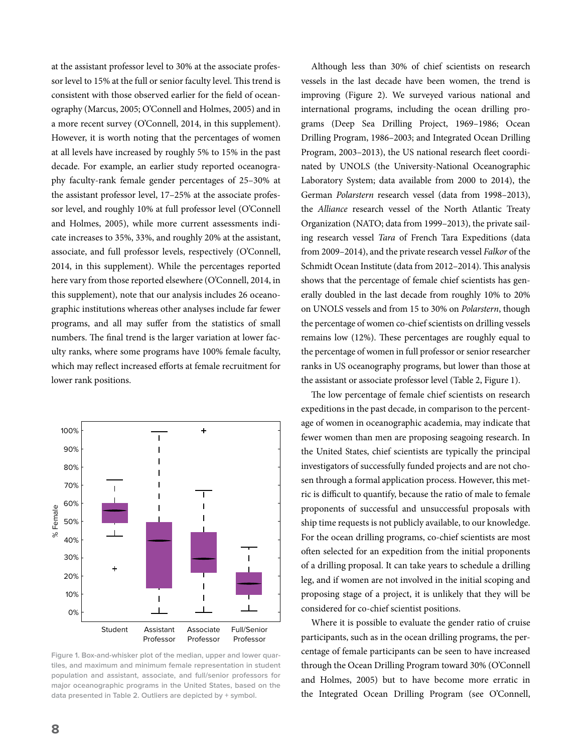at the assistant professor level to 30% at the associate professor level to 15% at the full or senior faculty level. This trend is consistent with those observed earlier for the field of oceanography (Marcus, 2005; O'Connell and Holmes, 2005) and in a more recent survey (O'Connell, 2014, in this supplement). However, it is worth noting that the percentages of women at all levels have increased by roughly 5% to 15% in the past decade. For example, an earlier study reported oceanography faculty-rank female gender percentages of 25–30% at the assistant professor level, 17–25% at the associate professor level, and roughly 10% at full professor level (O'Connell and Holmes, 2005), while more current assessments indicate increases to 35%, 33%, and roughly 20% at the assistant, associate, and full professor levels, respectively (O'Connell, 2014, in this supplement). While the percentages reported here vary from those reported elsewhere (O'Connell, 2014, in this supplement), note that our analysis includes 26 oceanographic institutions whereas other analyses include far fewer programs, and all may suffer from the statistics of small numbers. The final trend is the larger variation at lower faculty ranks, where some programs have 100% female faculty, which may reflect increased efforts at female recruitment for lower rank positions.

Figure 1. Box-and-whisker plot of the median, upper and lower quartiles, and maximum and minimum female representation in student population and assistant, associate, and full/senior professors for major oceanographic programs in the United States, based on the data presented in Table 2. Outliers are depicted by + symbol.

Although less than 30% of chief scientists on research vessels in the last decade have been women, the trend is improving (Figure 2). We surveyed various national and international programs, including the ocean drilling programs (Deep Sea Drilling Project, 1969–1986; Ocean Drilling Program, 1986–2003; and Integrated Ocean Drilling Program, 2003–2013), the US national research fleet coordinated by UNOLS (the University-National Oceanographic Laboratory System; data available from 2000 to 2014), the German *Polarstern* research vessel (data from 1998–2013), the *Alliance* research vessel of the North Atlantic Treaty Organization (NATO; data from 1999–2013), the private sailing research vessel *Tara* of French Tara Expeditions (data from 2009–2014), and the private research vessel *Falkor* of the Schmidt Ocean Institute (data from 2012–2014). This analysis shows that the percentage of female chief scientists has generally doubled in the last decade from roughly 10% to 20% on UNOLS vessels and from 15 to 30% on *Polarstern*, though the percentage of women co-chief scientists on drilling vessels remains low (12%). These percentages are roughly equal to the percentage of women in full professor or senior researcher ranks in US oceanography programs, but lower than those at the assistant or associate professor level (Table 2, Figure 1).

The low percentage of female chief scientists on research expeditions in the past decade, in comparison to the percentage of women in oceanographic academia, may indicate that fewer women than men are proposing seagoing research. In the United States, chief scientists are typically the principal investigators of successfully funded projects and are not chosen through a formal application process. However, this metric is difficult to quantify, because the ratio of male to female proponents of successful and unsuccessful proposals with ship time requests is not publicly available, to our knowledge. For the ocean drilling programs, co-chief scientists are most often selected for an expedition from the initial proponents of a drilling proposal. It can take years to schedule a drilling leg, and if women are not involved in the initial scoping and proposing stage of a project, it is unlikely that they will be considered for co-chief scientist positions.

Where it is possible to evaluate the gender ratio of cruise participants, such as in the ocean drilling programs, the percentage of female participants can be seen to have increased through the Ocean Drilling Program toward 30% (O'Connell and Holmes, 2005) but to have become more erratic in the Integrated Ocean Drilling Program (see O'Connell,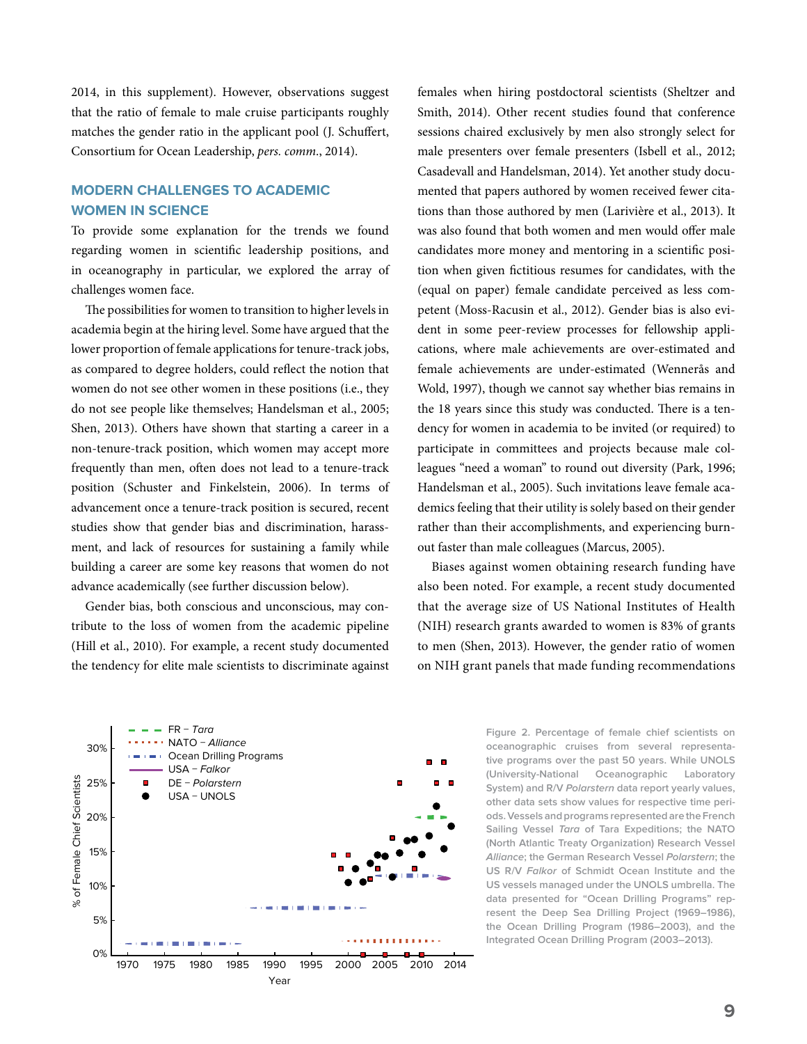2014, in this supplement). However, observations suggest that the ratio of female to male cruise participants roughly matches the gender ratio in the applicant pool (J. Schuffert, Consortium for Ocean Leadership, *pers. comm.*, 2014).

## MODERN CHALLENGES TO ACADEMIC WOMEN IN SCIENCE

To provide some explanation for the trends we found regarding women in scientific leadership positions, and in oceanography in particular, we explored the array of challenges women face.

The possibilities for women to transition to higher levels in academia begin at the hiring level. Some have argued that the lower proportion of female applications for tenure-track jobs, as compared to degree holders, could reflect the notion that women do not see other women in these positions (i.e., they do not see people like themselves; Handelsman et al., 2005; Shen, 2013). Others have shown that starting a career in a non-tenure-track position, which women may accept more frequently than men, often does not lead to a tenure-track position (Schuster and Finkelstein, 2006). In terms of advancement once a tenure-track position is secured, recent studies show that gender bias and discrimination, harassment, and lack of resources for sustaining a family while building a career are some key reasons that women do not advance academically (see further discussion below).

Gender bias, both conscious and unconscious, may contribute to the loss of women from the academic pipeline (Hill et al., 2010). For example, a recent study documented the tendency for elite male scientists to discriminate against females when hiring postdoctoral scientists (Sheltzer and Smith, 2014). Other recent studies found that conference sessions chaired exclusively by men also strongly select for male presenters over female presenters (Isbell et al., 2012; Casadevall and Handelsman, 2014). Yet another study documented that papers authored by women received fewer citations than those authored by men (Larivière et al., 2013). It was also found that both women and men would offer male candidates more money and mentoring in a scientific position when given fictitious resumes for candidates, with the (equal on paper) female candidate perceived as less competent (Moss-Racusin et al., 2012). Gender bias is also evident in some peer-review processes for fellowship applications, where male achievements are over-estimated and female achievements are under-estimated (Wennerås and Wold, 1997), though we cannot say whether bias remains in the 18 years since this study was conducted. There is a tendency for women in academia to be invited (or required) to participate in committees and projects because male colleagues "need a woman" to round out diversity (Park, 1996; Handelsman et al., 2005). Such invitations leave female academics feeling that their utility is solely based on their gender rather than their accomplishments, and experiencing burnout faster than male colleagues (Marcus, 2005).

Biases against women obtaining research funding have also been noted. For example, a recent study documented that the average size of US National Institutes of Health (NIH) research grants awarded to women is 83% of grants to men (Shen, 2013). However, the gender ratio of women on NIH grant panels that made funding recommendations

Figure 2. Percentage of female chief scientists on oceanographic cruises from several representative programs over the past 50 years. While UNOLS (University-National Oceanographic Laboratory System) and R/V *Polarstern* data report yearly values, other data sets show values for respective time periods. Vessels and programs represented are the French Sailing Vessel *Tara* of Tara Expeditions; the NATO (North Atlantic Treaty Organization) Research Vessel *Alliance*; the German Research Vessel *Polarstern*; the US R/V *Falkor* of Schmidt Ocean Institute and the US vessels managed under the UNOLS umbrella. The data presented for "Ocean Drilling Programs" represent the Deep Sea Drilling Project (1969–1986), the Ocean Drilling Program (1986–2003), and the Integrated Ocean Drilling Program (2003–2013).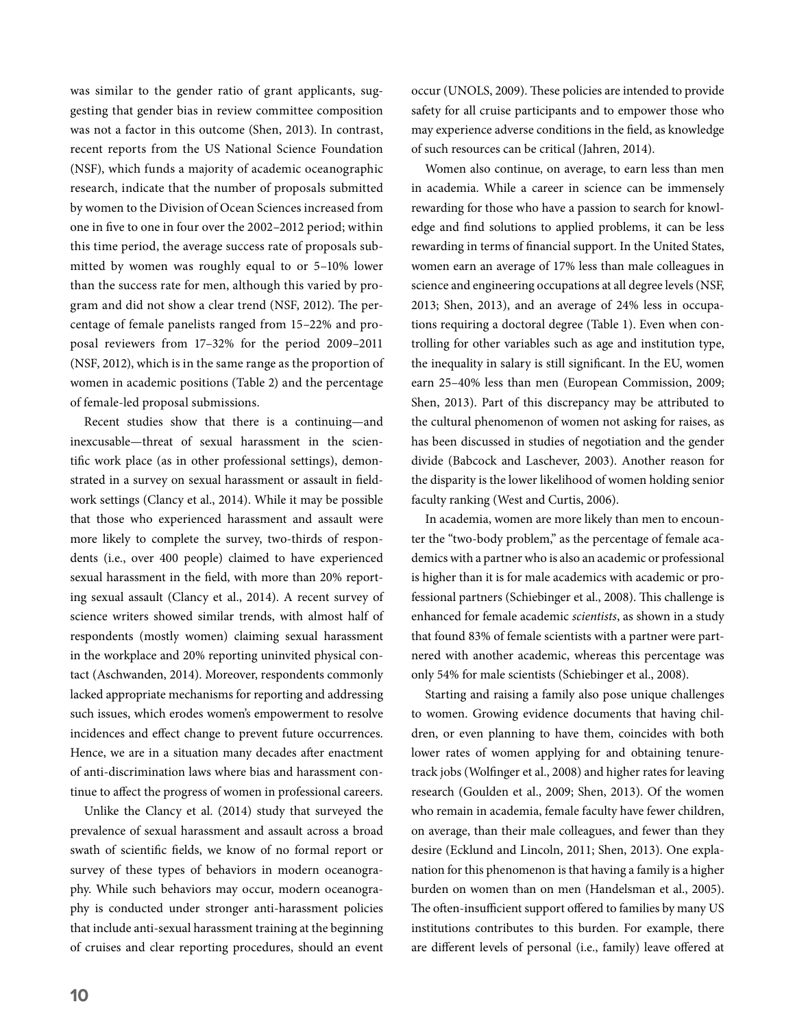was similar to the gender ratio of grant applicants, suggesting that gender bias in review committee composition was not a factor in this outcome (Shen, 2013). In contrast, recent reports from the US National Science Foundation (NSF), which funds a majority of academic oceanographic research, indicate that the number of proposals submitted by women to the Division of Ocean Sciences increased from one in five to one in four over the 2002–2012 period; within this time period, the average success rate of proposals submitted by women was roughly equal to or 5–10% lower than the success rate for men, although this varied by program and did not show a clear trend (NSF, 2012). The percentage of female panelists ranged from 15–22% and proposal reviewers from 17–32% for the period 2009–2011 (NSF, 2012), which is in the same range as the proportion of women in academic positions (Table 2) and the percentage of female-led proposal submissions.

Recent studies show that there is a continuing—and inexcusable—threat of sexual harassment in the scientific work place (as in other professional settings), demonstrated in a survey on sexual harassment or assault in fieldwork settings (Clancy et al., 2014). While it may be possible that those who experienced harassment and assault were more likely to complete the survey, two-thirds of respondents (i.e., over 400 people) claimed to have experienced sexual harassment in the field, with more than 20% reporting sexual assault (Clancy et al., 2014). A recent survey of science writers showed similar trends, with almost half of respondents (mostly women) claiming sexual harassment in the workplace and 20% reporting uninvited physical contact (Aschwanden, 2014). Moreover, respondents commonly lacked appropriate mechanisms for reporting and addressing such issues, which erodes women's empowerment to resolve incidences and effect change to prevent future occurrences. Hence, we are in a situation many decades after enactment of anti-discrimination laws where bias and harassment continue to affect the progress of women in professional careers.

Unlike the Clancy et al. (2014) study that surveyed the prevalence of sexual harassment and assault across a broad swath of scientific fields, we know of no formal report or survey of these types of behaviors in modern oceanography. While such behaviors may occur, modern oceanography is conducted under stronger anti-harassment policies that include anti-sexual harassment training at the beginning of cruises and clear reporting procedures, should an event occur (UNOLS, 2009). These policies are intended to provide safety for all cruise participants and to empower those who may experience adverse conditions in the field, as knowledge of such resources can be critical (Jahren, 2014).

Women also continue, on average, to earn less than men in academia. While a career in science can be immensely rewarding for those who have a passion to search for knowledge and find solutions to applied problems, it can be less rewarding in terms of financial support. In the United States, women earn an average of 17% less than male colleagues in science and engineering occupations at all degree levels (NSF, 2013; Shen, 2013), and an average of 24% less in occupations requiring a doctoral degree (Table 1). Even when controlling for other variables such as age and institution type, the inequality in salary is still significant. In the EU, women earn 25–40% less than men (European Commission, 2009; Shen, 2013). Part of this discrepancy may be attributed to the cultural phenomenon of women not asking for raises, as has been discussed in studies of negotiation and the gender divide (Babcock and Laschever, 2003). Another reason for the disparity is the lower likelihood of women holding senior faculty ranking (West and Curtis, 2006).

In academia, women are more likely than men to encounter the "two-body problem," as the percentage of female academics with a partner who is also an academic or professional is higher than it is for male academics with academic or professional partners (Schiebinger et al., 2008). This challenge is enhanced for female academic *scientists*, as shown in a study that found 83% of female scientists with a partner were partnered with another academic, whereas this percentage was only 54% for male scientists (Schiebinger et al., 2008).

Starting and raising a family also pose unique challenges to women. Growing evidence documents that having children, or even planning to have them, coincides with both lower rates of women applying for and obtaining tenure-track jobs (Wolfinger et al., 2008) and higher rates for leaving research (Goulden et al., 2009; Shen, 2013). Of the women who remain in academia, female faculty have fewer children, on average, than their male colleagues, and fewer than they desire (Ecklund and Lincoln, 2011; Shen, 2013). One explanation for this phenomenon is that having a family is a higher burden on women than on men (Handelsman et al., 2005). The often-insufficient support offered to families by many US institutions contributes to this burden. For example, there are different levels of personal (i.e., family) leave offered at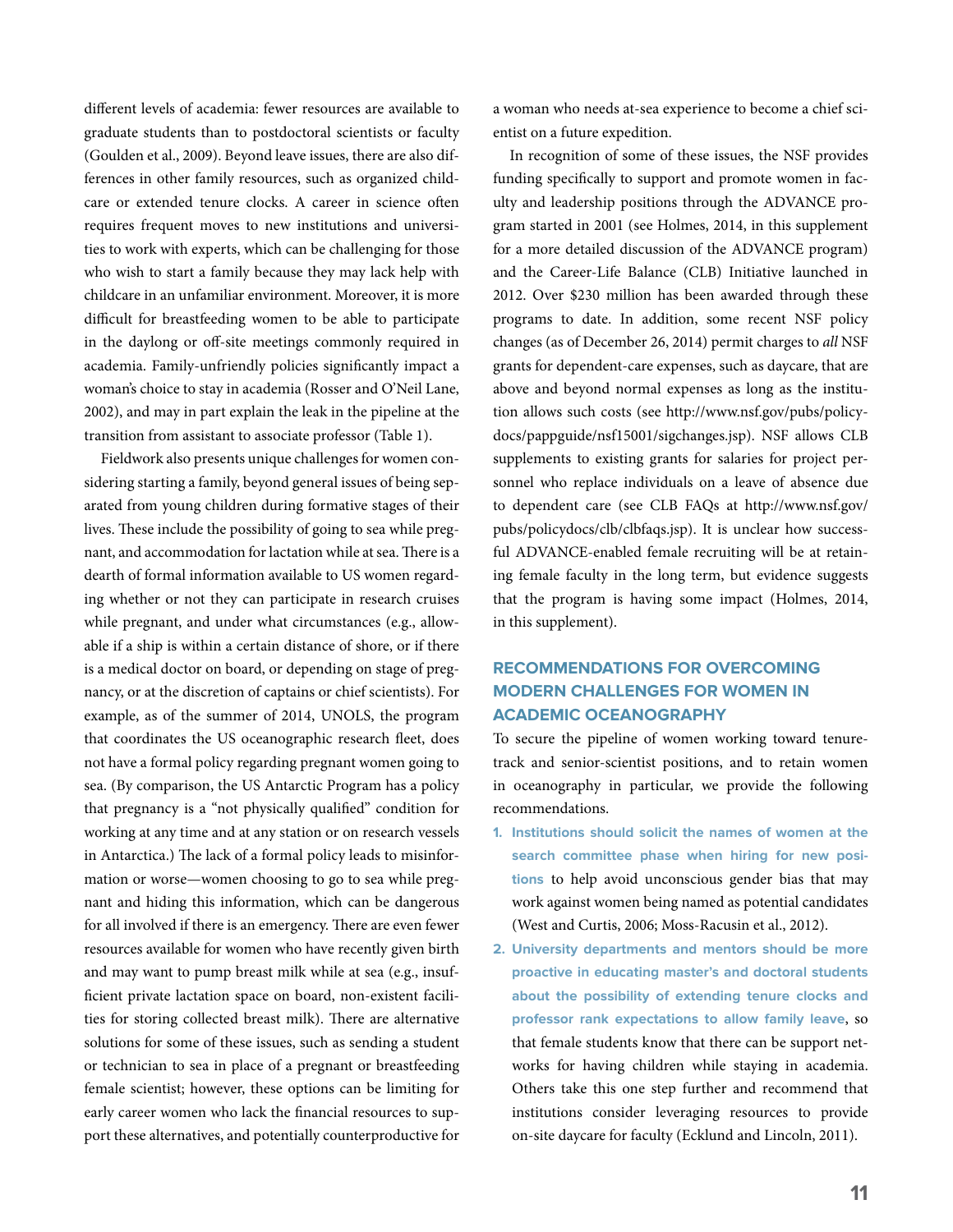different levels of academia: fewer resources are available to graduate students than to postdoctoral scientists or faculty (Goulden et al., 2009). Beyond leave issues, there are also differences in other family resources, such as organized childcare or extended tenure clocks. A career in science often requires frequent moves to new institutions and universities to work with experts, which can be challenging for those who wish to start a family because they may lack help with childcare in an unfamiliar environment. Moreover, it is more difficult for breastfeeding women to be able to participate in the daylong or off-site meetings commonly required in academia. Family-unfriendly policies significantly impact a woman's choice to stay in academia (Rosser and O'Neil Lane, 2002), and may in part explain the leak in the pipeline at the transition from assistant to associate professor (Table 1).

Fieldwork also presents unique challenges for women considering starting a family, beyond general issues of being separated from young children during formative stages of their lives. These include the possibility of going to sea while pregnant, and accommodation for lactation while at sea. There is a dearth of formal information available to US women regarding whether or not they can participate in research cruises while pregnant, and under what circumstances (e.g., allowable if a ship is within a certain distance of shore, or if there is a medical doctor on board, or depending on stage of pregnancy, or at the discretion of captains or chief scientists). For example, as of the summer of 2014, UNOLS, the program that coordinates the US oceanographic research fleet, does not have a formal policy regarding pregnant women going to sea. (By comparison, the US Antarctic Program has a policy that pregnancy is a "not physically qualified" condition for working at any time and at any station or on research vessels in Antarctica.) The lack of a formal policy leads to misinformation or worse—women choosing to go to sea while pregnant and hiding this information, which can be dangerous for all involved if there is an emergency. There are even fewer resources available for women who have recently given birth and may want to pump breast milk while at sea (e.g., insufficient private lactation space on board, non-existent facilities for storing collected breast milk). There are alternative solutions for some of these issues, such as sending a student or technician to sea in place of a pregnant or breastfeeding female scientist; however, these options can be limiting for early career women who lack the financial resources to support these alternatives, and potentially counterproductive for a woman who needs at-sea experience to become a chief scientist on a future expedition.

In recognition of some of these issues, the NSF provides funding specifically to support and promote women in faculty and leadership positions through the ADVANCE program started in 2001 (see Holmes, 2014, in this supplement for a more detailed discussion of the ADVANCE program) and the Career-Life Balance (CLB) Initiative launched in 2012. Over $230 million has been awarded through these programs to date. In addition, some recent NSF policy changes (as of December 26, 2014) permit charges to *all* NSF grants for dependent-care expenses, such as daycare, that are above and beyond normal expenses as long as the institution allows such costs (see http://www.nsf.gov/pubs/policydocs/pappguide/nsf15001/sigchanges.jsp). NSF allows CLB supplements to existing grants for salaries for project personnel who replace individuals on a leave of absence due to dependent care (see CLB FAQs at http://www.nsf.gov/pubs/policydocs/clb/clbfaqs.jsp). It is unclear how successful ADVANCE-enabled female recruiting will be at retaining female faculty in the long term, but evidence suggests that the program is having some impact (Holmes, 2014, in this supplement).

## RECOMMENDATIONS FOR OVERCOMING MODERN CHALLENGES FOR WOMEN IN ACADEMIC OCEANOGRAPHY

To secure the pipeline of women working toward tenure-track and senior-scientist positions, and to retain women in oceanography in particular, we provide the following recommendations.

1. **Institutions should solicit the names of women at the search committee phase when hiring for new positions** to help avoid unconscious gender bias that may work against women being named as potential candidates (West and Curtis, 2006; Moss-Racusin et al., 2012).
2. **University departments and mentors should be more proactive in educating master's and doctoral students about the possibility of extending tenure clocks and professor rank expectations to allow family leave**, so that female students know that there can be support networks for having children while staying in academia. Others take this one step further and recommend that institutions consider leveraging resources to provide on-site daycare for faculty (Ecklund and Lincoln, 2011).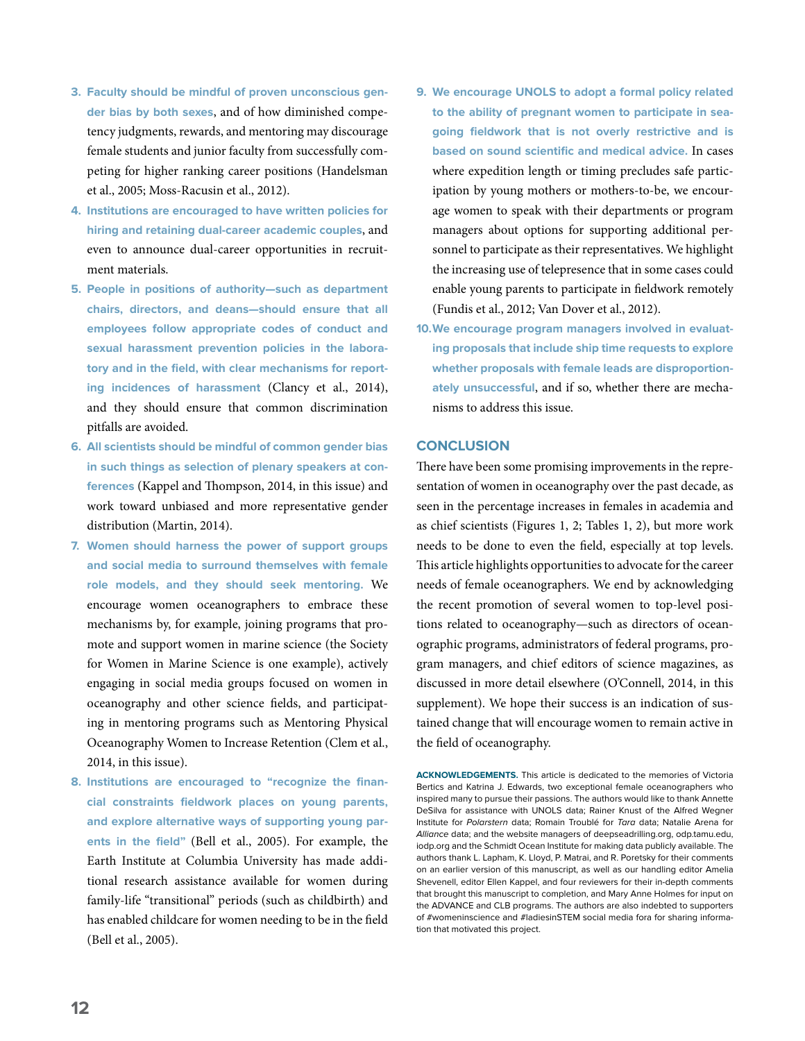3. **Faculty should be mindful of proven unconscious gender bias by both sexes**, and of how diminished competency judgments, rewards, and mentoring may discourage female students and junior faculty from successfully competing for higher ranking career positions (Handelsman et al., 2005; Moss-Racusin et al., 2012).
4. **Institutions are encouraged to have written policies for hiring and retaining dual-career academic couples**, and even to announce dual-career opportunities in recruitment materials.
5. **People in positions of authority—such as department chairs, directors, and deans—should ensure that all employees follow appropriate codes of conduct and sexual harassment prevention policies in the laboratory and in the field, with clear mechanisms for reporting incidences of harassment** (Clancy et al., 2014), and they should ensure that common discrimination pitfalls are avoided.
6. **All scientists should be mindful of common gender bias in such things as selection of plenary speakers at conferences** (Kappel and Thompson, 2014, in this issue) and work toward unbiased and more representative gender distribution (Martin, 2014).
7. **Women should harness the power of support groups and social media to surround themselves with female role models, and they should seek mentoring.** We encourage women oceanographers to embrace these mechanisms by, for example, joining programs that promote and support women in marine science (the Society for Women in Marine Science is one example), actively engaging in social media groups focused on women in oceanography and other science fields, and participating in mentoring programs such as Mentoring Physical Oceanography Women to Increase Retention (Clem et al., 2014, in this issue).
8. **Institutions are encouraged to "recognize the financial constraints fieldwork places on young parents, and explore alternative ways of supporting young parents in the field"** (Bell et al., 2005). For example, the Earth Institute at Columbia University has made additional research assistance available for women during family-life "transitional" periods (such as childbirth) and has enabled childcare for women needing to be in the field (Bell et al., 2005).
9. **We encourage UNOLS to adopt a formal policy related to the ability of pregnant women to participate in seagoing fieldwork that is not overly restrictive and is based on sound scientific and medical advice.** In cases where expedition length or timing precludes safe participation by young mothers or mothers-to-be, we encourage women to speak with their departments or program managers about options for supporting additional personnel to participate as their representatives. We highlight the increasing use of telepresence that in some cases could enable young parents to participate in fieldwork remotely (Fundis et al., 2012; Van Dover et al., 2012).
10. **We encourage program managers involved in evaluating proposals that include ship time requests to explore whether proposals with female leads are disproportionately unsuccessful**, and if so, whether there are mechanisms to address this issue.

## CONCLUSION

There have been some promising improvements in the representation of women in oceanography over the past decade, as seen in the percentage increases in females in academia and as chief scientists (Figures 1, 2; Tables 1, 2), but more work needs to be done to even the field, especially at top levels. This article highlights opportunities to advocate for the career needs of female oceanographers. We end by acknowledging the recent promotion of several women to top-level positions related to oceanography—such as directors of oceanographic programs, administrators of federal programs, program managers, and chief editors of science magazines, as discussed in more detail elsewhere (O'Connell, 2014, in this supplement). We hope their success is an indication of sustained change that will encourage women to remain active in the field of oceanography.

**ACKNOWLEDGEMENTS.** This article is dedicated to the memories of Victoria Bertics and Katrina J. Edwards, two exceptional female oceanographers who inspired many to pursue their passions. The authors would like to thank Annette DeSilva for assistance with UNOLS data; Rainer Knust of the Alfred Wegner Institute for *Polarstern* data; Romain Troublé for *Tara* data; Natalie Arena for *Alliance* data; and the website managers of deepseadrilling.org, odp.tamu.edu, iodp.org and the Schmidt Ocean Institute for making data publicly available. The authors thank L. Lapham, K. Lloyd, P. Matrai, and R. Poretsky for their comments on an earlier version of this manuscript, as well as our handling editor Amelia Shevenell, editor Ellen Kappel, and four reviewers for their in-depth comments that brought this manuscript to completion, and Mary Anne Holmes for input on the ADVANCE and CLB programs. The authors are also indebted to supporters of #womeninscience and #ladiesinSTEM social media fora for sharing information that motivated this project.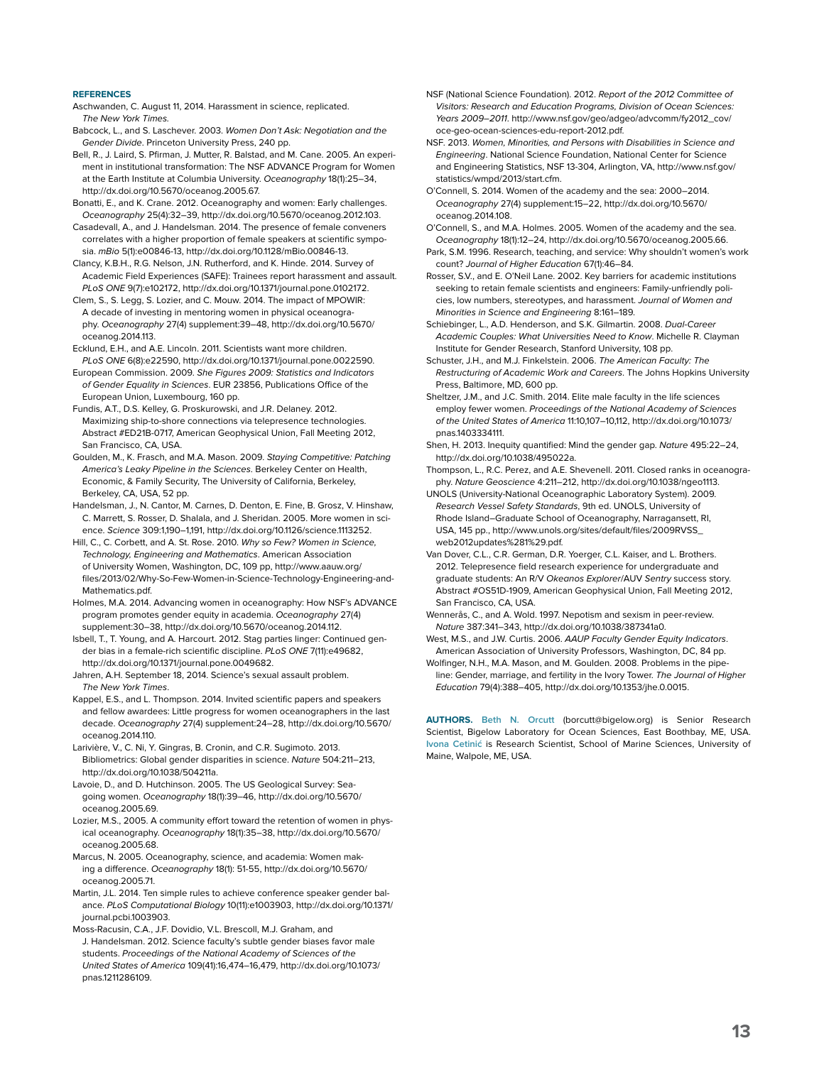### REFERENCES

Aschwanden, C. August 11, 2014. Harassment in science, replicated. *The New York Times.*

Babcock, L., and S. Laschever. 2003. *Women Don't Ask: Negotiation and the Gender Divide*. Princeton University Press, 240 pp.

Bell, R., J. Laird, S. Pfirman, J. Mutter, R. Balstad, and M. Cane. 2005. An experiment in institutional transformation: The NSF ADVANCE Program for Women at the Earth Institute at Columbia University. *Oceanography* 18(1):25–34, http://dx.doi.org/10.5670/oceanog.2005.67.

Bonatti, E., and K. Crane. 2012. Oceanography and women: Early challenges. *Oceanography* 25(4):32–39, http://dx.doi.org/10.5670/oceanog.2012.103.

Casadevall, A., and J. Handelsman. 2014. The presence of female conveners correlates with a higher proportion of female speakers at scientific symposia. *mBio* 5(1):e00846-13, http://dx.doi.org/10.1128/mBio.00846-13.

Clancy, K.B.H., R.G. Nelson, J.N. Rutherford, and K. Hinde. 2014. Survey of Academic Field Experiences (SAFE): Trainees report harassment and assault. *PLoS ONE* 9(7):e102172, http://dx.doi.org/10.1371/journal.pone.0102172.

Clem, S., S. Legg, S. Lozier, and C. Mouw. 2014. The impact of MPOWIR: A decade of investing in mentoring women in physical oceanography. *Oceanography* 27(4) supplement:39–48, http://dx.doi.org/10.5670/oceanog.2014.113.

Ecklund, E.H., and A.E. Lincoln. 2011. Scientists want more children. *PLoS ONE* 6(8):e22590, http://dx.doi.org/10.1371/journal.pone.0022590.

European Commission. 2009. *She Figures 2009: Statistics and Indicators of Gender Equality in Sciences*. EUR 23856, Publications Office of the European Union, Luxembourg, 160 pp.

Fundis, A.T., D.S. Kelley, G. Proskurowski, and J.R. Delaney. 2012. Maximizing ship-to-shore connections via telepresence technologies. Abstract #ED21B-0717, American Geophysical Union, Fall Meeting 2012, San Francisco, CA, USA.

Goulden, M., K. Frasch, and M.A. Mason. 2009. *Staying Competitive: Patching America's Leaky Pipeline in the Sciences*. Berkeley Center on Health, Economic, & Family Security, The University of California, Berkeley, Berkeley, CA, USA, 52 pp.

Handelsman, J., N. Cantor, M. Carnes, D. Denton, E. Fine, B. Grosz, V. Hinshaw, C. Marrett, S. Rosser, D. Shalala, and J. Sheridan. 2005. More women in science. *Science* 309:1,190–1,191, http://dx.doi.org/10.1126/science.1113252.

Hill, C., C. Corbett, and A. St. Rose. 2010. *Why so Few? Women in Science, Technology, Engineering and Mathematics*. American Association of University Women, Washington, DC, 109 pp, http://www.aauw.org/files/2013/02/Why-So-Few-Women-in-Science-Technology-Engineering-and-Mathematics.pdf.

Holmes, M.A. 2014. Advancing women in oceanography: How NSF's ADVANCE program promotes gender equity in academia. *Oceanography* 27(4) supplement:30–38, http://dx.doi.org/10.5670/oceanog.2014.112.

Isbell, T., T. Young, and A. Harcourt. 2012. Stag parties linger: Continued gender bias in a female-rich scientific discipline. *PLoS ONE* 7(11):e49682, http://dx.doi.org/10.1371/journal.pone.0049682.

Jahren, A.H. September 18, 2014. Science's sexual assault problem. *The New York Times*.

Kappel, E.S., and L. Thompson. 2014. Invited scientific papers and speakers and fellow awardees: Little progress for women oceanographers in the last decade. *Oceanography* 27(4) supplement:24–28, http://dx.doi.org/10.5670/oceanog.2014.110.

Larivière, V., C. Ni, Y. Gingras, B. Cronin, and C.R. Sugimoto. 2013. Bibliometrics: Global gender disparities in science. *Nature* 504:211–213, http://dx.doi.org/10.1038/504211a.

Lavoie, D., and D. Hutchinson. 2005. The US Geological Survey: Sea-going women. *Oceanography* 18(1):39–46, http://dx.doi.org/10.5670/oceanog.2005.69.

Lozier, M.S., 2005. A community effort toward the retention of women in physical oceanography. *Oceanography* 18(1):35–38, http://dx.doi.org/10.5670/oceanog.2005.68.

Marcus, N. 2005. Oceanography, science, and academia: Women making a difference. *Oceanography* 18(1): 51-55, http://dx.doi.org/10.5670/oceanog.2005.71.

Martin, J.L. 2014. Ten simple rules to achieve conference speaker gender balance. *PLoS Computational Biology* 10(11):e1003903, http://dx.doi.org/10.1371/journal.pcbi.1003903.

Moss-Racusin, C.A., J.F. Dovidio, V.L. Brescoll, M.J. Graham, and J. Handelsman. 2012. Science faculty's subtle gender biases favor male students. *Proceedings of the National Academy of Sciences of the United States of America* 109(41):16,474–16,479, http://dx.doi.org/10.1073/pnas.1211286109.

NSF (National Science Foundation). 2012. *Report of the 2012 Committee of Visitors: Research and Education Programs, Division of Ocean Sciences: Years 2009–2011*. http://www.nsf.gov/geo/adgeo/advcomm/fy2012_cov/oce-geo-ocean-sciences-edu-report-2012.pdf.

NSF. 2013. *Women, Minorities, and Persons with Disabilities in Science and Engineering*. National Science Foundation, National Center for Science and Engineering Statistics, NSF 13-304, Arlington, VA, http://www.nsf.gov/statistics/wmpd/2013/start.cfm.

O'Connell, S. 2014. Women of the academy and the sea: 2000–2014. *Oceanography* 27(4) supplement:15–22, http://dx.doi.org/10.5670/oceanog.2014.108.

O'Connell, S., and M.A. Holmes. 2005. Women of the academy and the sea. *Oceanography* 18(1):12–24, http://dx.doi.org/10.5670/oceanog.2005.66.

Park, S.M. 1996. Research, teaching, and service: Why shouldn't women's work count? *Journal of Higher Education* 67(1):46–84.

Rosser, S.V., and E. O'Neil Lane. 2002. Key barriers for academic institutions seeking to retain female scientists and engineers: Family-unfriendly policies, low numbers, stereotypes, and harassment. *Journal of Women and Minorities in Science and Engineering* 8:161–189.

Schiebinger, L., A.D. Henderson, and S.K. Gilmartin. 2008. *Dual-Career Academic Couples: What Universities Need to Know*. Michelle R. Clayman Institute for Gender Research, Stanford University, 108 pp.

Schuster, J.H., and M.J. Finkelstein. 2006. *The American Faculty: The Restructuring of Academic Work and Careers*. The Johns Hopkins University Press, Baltimore, MD, 600 pp.

Sheltzer, J.M., and J.C. Smith. 2014. Elite male faculty in the life sciences employ fewer women. *Proceedings of the National Academy of Sciences of the United States of America* 11:10,107–10,112, http://dx.doi.org/10.1073/pnas.1403334111.

Shen, H. 2013. Inequity quantified: Mind the gender gap. *Nature* 495:22–24, http://dx.doi.org/10.1038/495022a.

Thompson, L., R.C. Perez, and A.E. Shevenell. 2011. Closed ranks in oceanography. *Nature Geoscience* 4:211–212, http://dx.doi.org/10.1038/ngeo1113.

UNOLS (University-National Oceanographic Laboratory System). 2009. *Research Vessel Safety Standards*, 9th ed. UNOLS, University of Rhode Island–Graduate School of Oceanography, Narragansett, RI, USA, 145 pp., http://www.unols.org/sites/default/files/2009RVSS_web2012updates%281%29.pdf.

Van Dover, C.L., C.R. German, D.R. Yoerger, C.L. Kaiser, and L. Brothers. 2012. Telepresence field research experience for undergraduate and graduate students: An R/V *Okeanos Explorer*/AUV *Sentry* success story. Abstract #OS51D-1909, American Geophysical Union, Fall Meeting 2012, San Francisco, CA, USA.

Wennerås, C., and A. Wold. 1997. Nepotism and sexism in peer-review. *Nature* 387:341–343, http://dx.doi.org/10.1038/387341a0.

West, M.S., and J.W. Curtis. 2006. *AAUP Faculty Gender Equity Indicators*. American Association of University Professors, Washington, DC, 84 pp.

Wolfinger, N.H., M.A. Mason, and M. Goulden. 2008. Problems in the pipeline: Gender, marriage, and fertility in the Ivory Tower. *The Journal of Higher Education* 79(4):388–405, http://dx.doi.org/10.1353/jhe.0.0015.

**AUTHORS.** Beth N. Orcutt (borcutt@bigelow.org) is Senior Research Scientist, Bigelow Laboratory for Ocean Sciences, East Boothbay, ME, USA. Ivona Cetinić is Research Scientist, School of Marine Sciences, University of Maine, Walpole, ME, USA.